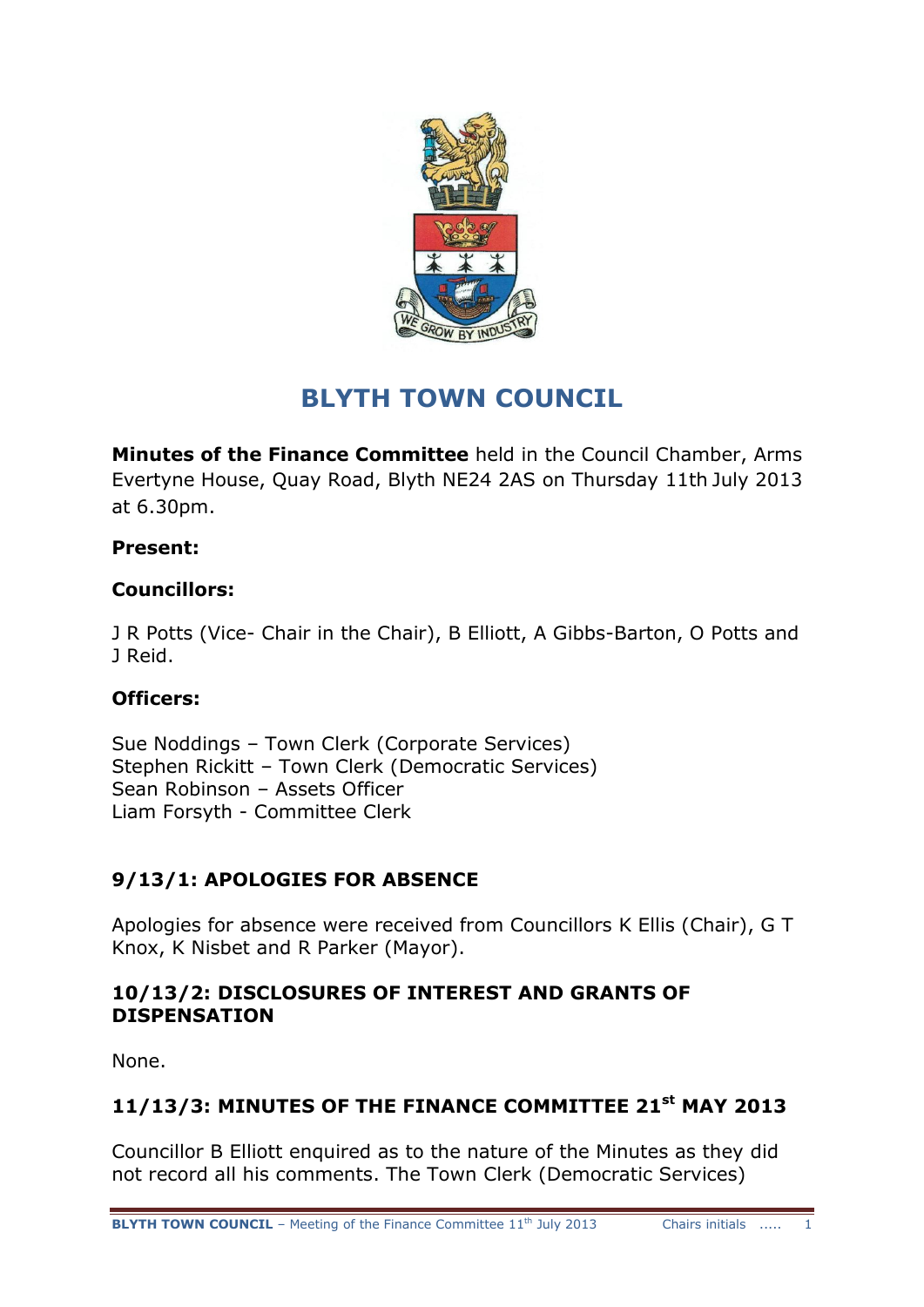# BLYTH TOWN COUNCIL

**Minutes of the Finance Committee** held in the Council Chamber, Arms Evertyne House, Quay Road, Blyth NE24 2AS on Thursday 11th July 2013 at 6.30pm.

**Present:**

**Councillors:**

J R Potts (Vice- Chair in the Chair), B Elliott, A Gibbs-Barton, O Potts and J Reid.

**Officers:**

Sue Noddings – Town Clerk (Corporate Services)
Stephen Rickitt – Town Clerk (Democratic Services)
Sean Robinson – Assets Officer
Liam Forsyth - Committee Clerk

## 9/13/1: APOLOGIES FOR ABSENCE

Apologies for absence were received from Councillors K Ellis (Chair), G T Knox, K Nisbet and R Parker (Mayor).

## 10/13/2: DISCLOSURES OF INTEREST AND GRANTS OF DISPENSATION

None.

## 11/13/3: MINUTES OF THE FINANCE COMMITTEE 21st MAY 2013

Councillor B Elliott enquired as to the nature of the Minutes as they did not record all his comments. The Town Clerk (Democratic Services)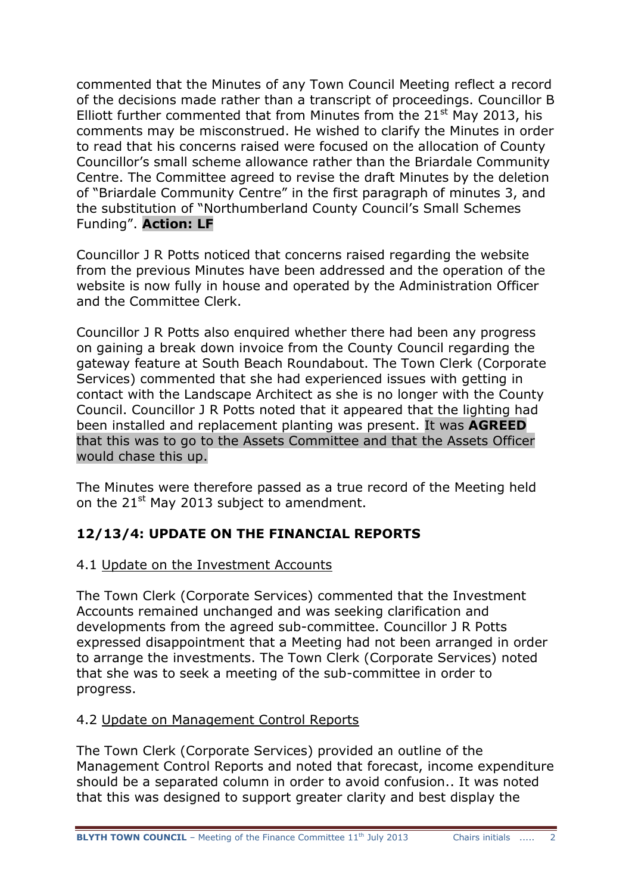commented that the Minutes of any Town Council Meeting reflect a record of the decisions made rather than a transcript of proceedings. Councillor B Elliott further commented that from Minutes from the 21st May 2013, his comments may be misconstrued. He wished to clarify the Minutes in order to read that his concerns raised were focused on the allocation of County Councillor's small scheme allowance rather than the Briardale Community Centre. The Committee agreed to revise the draft Minutes by the deletion of "Briardale Community Centre" in the first paragraph of minutes 3, and the substitution of "Northumberland County Council's Small Schemes Funding". **Action: LF**

Councillor J R Potts noticed that concerns raised regarding the website from the previous Minutes have been addressed and the operation of the website is now fully in house and operated by the Administration Officer and the Committee Clerk.

Councillor J R Potts also enquired whether there had been any progress on gaining a break down invoice from the County Council regarding the gateway feature at South Beach Roundabout. The Town Clerk (Corporate Services) commented that she had experienced issues with getting in contact with the Landscape Architect as she is no longer with the County Council. Councillor J R Potts noted that it appeared that the lighting had been installed and replacement planting was present. It was **AGREED** that this was to go to the Assets Committee and that the Assets Officer would chase this up.

The Minutes were therefore passed as a true record of the Meeting held on the 21st May 2013 subject to amendment.

## 12/13/4: UPDATE ON THE FINANCIAL REPORTS

4.1 Update on the Investment Accounts

The Town Clerk (Corporate Services) commented that the Investment Accounts remained unchanged and was seeking clarification and developments from the agreed sub-committee. Councillor J R Potts expressed disappointment that a Meeting had not been arranged in order to arrange the investments. The Town Clerk (Corporate Services) noted that she was to seek a meeting of the sub-committee in order to progress.

4.2 Update on Management Control Reports

The Town Clerk (Corporate Services) provided an outline of the Management Control Reports and noted that forecast, income expenditure should be a separated column in order to avoid confusion.. It was noted that this was designed to support greater clarity and best display the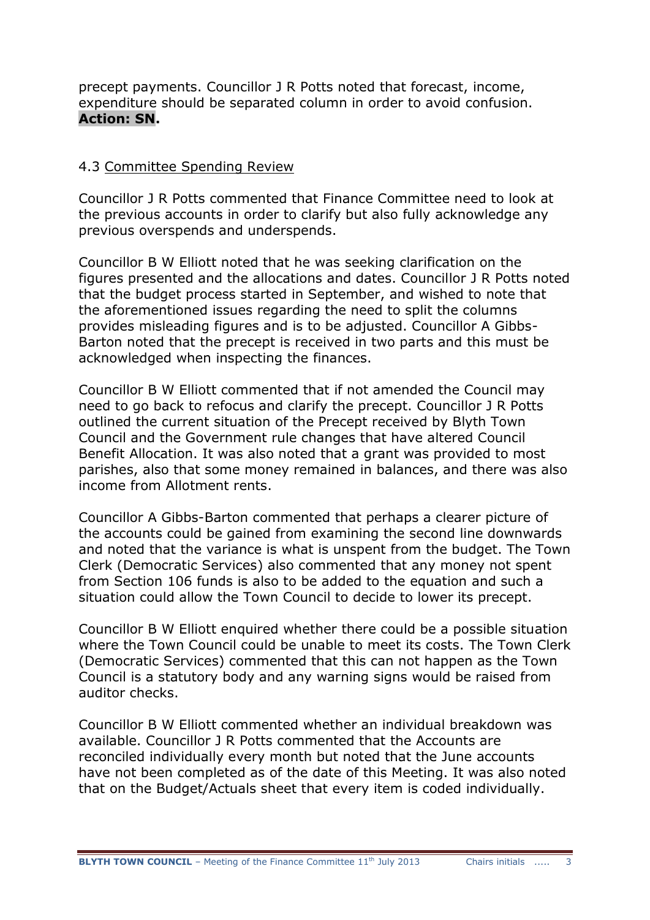precept payments. Councillor J R Potts noted that forecast, income, expenditure should be separated column in order to avoid confusion. **Action: SN.**

4.3 Committee Spending Review

Councillor J R Potts commented that Finance Committee need to look at the previous accounts in order to clarify but also fully acknowledge any previous overspends and underspends.

Councillor B W Elliott noted that he was seeking clarification on the figures presented and the allocations and dates. Councillor J R Potts noted that the budget process started in September, and wished to note that the aforementioned issues regarding the need to split the columns provides misleading figures and is to be adjusted. Councillor A Gibbs-Barton noted that the precept is received in two parts and this must be acknowledged when inspecting the finances.

Councillor B W Elliott commented that if not amended the Council may need to go back to refocus and clarify the precept. Councillor J R Potts outlined the current situation of the Precept received by Blyth Town Council and the Government rule changes that have altered Council Benefit Allocation. It was also noted that a grant was provided to most parishes, also that some money remained in balances, and there was also income from Allotment rents.

Councillor A Gibbs-Barton commented that perhaps a clearer picture of the accounts could be gained from examining the second line downwards and noted that the variance is what is unspent from the budget. The Town Clerk (Democratic Services) also commented that any money not spent from Section 106 funds is also to be added to the equation and such a situation could allow the Town Council to decide to lower its precept.

Councillor B W Elliott enquired whether there could be a possible situation where the Town Council could be unable to meet its costs. The Town Clerk (Democratic Services) commented that this can not happen as the Town Council is a statutory body and any warning signs would be raised from auditor checks.

Councillor B W Elliott commented whether an individual breakdown was available. Councillor J R Potts commented that the Accounts are reconciled individually every month but noted that the June accounts have not been completed as of the date of this Meeting. It was also noted that on the Budget/Actuals sheet that every item is coded individually.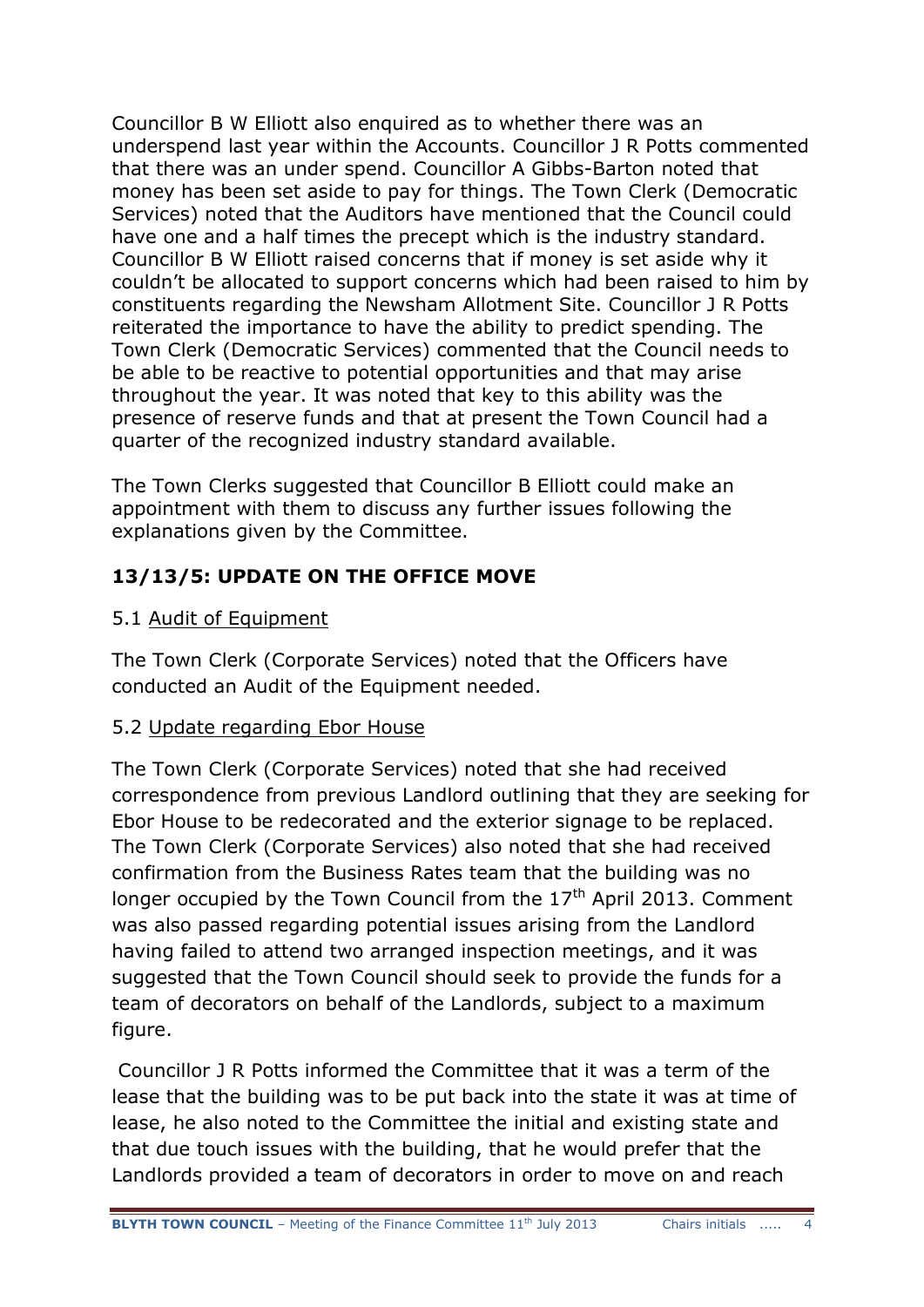Councillor B W Elliott also enquired as to whether there was an underspend last year within the Accounts. Councillor J R Potts commented that there was an under spend. Councillor A Gibbs-Barton noted that money has been set aside to pay for things. The Town Clerk (Democratic Services) noted that the Auditors have mentioned that the Council could have one and a half times the precept which is the industry standard. Councillor B W Elliott raised concerns that if money is set aside why it couldn't be allocated to support concerns which had been raised to him by constituents regarding the Newsham Allotment Site. Councillor J R Potts reiterated the importance to have the ability to predict spending. The Town Clerk (Democratic Services) commented that the Council needs to be able to be reactive to potential opportunities and that may arise throughout the year. It was noted that key to this ability was the presence of reserve funds and that at present the Town Council had a quarter of the recognized industry standard available.

The Town Clerks suggested that Councillor B Elliott could make an appointment with them to discuss any further issues following the explanations given by the Committee.

## 13/13/5: UPDATE ON THE OFFICE MOVE

5.1 Audit of Equipment

The Town Clerk (Corporate Services) noted that the Officers have conducted an Audit of the Equipment needed.

5.2 Update regarding Ebor House

The Town Clerk (Corporate Services) noted that she had received correspondence from previous Landlord outlining that they are seeking for Ebor House to be redecorated and the exterior signage to be replaced. The Town Clerk (Corporate Services) also noted that she had received confirmation from the Business Rates team that the building was no longer occupied by the Town Council from the 17th April 2013. Comment was also passed regarding potential issues arising from the Landlord having failed to attend two arranged inspection meetings, and it was suggested that the Town Council should seek to provide the funds for a team of decorators on behalf of the Landlords, subject to a maximum figure.

Councillor J R Potts informed the Committee that it was a term of the lease that the building was to be put back into the state it was at time of lease, he also noted to the Committee the initial and existing state and that due touch issues with the building, that he would prefer that the Landlords provided a team of decorators in order to move on and reach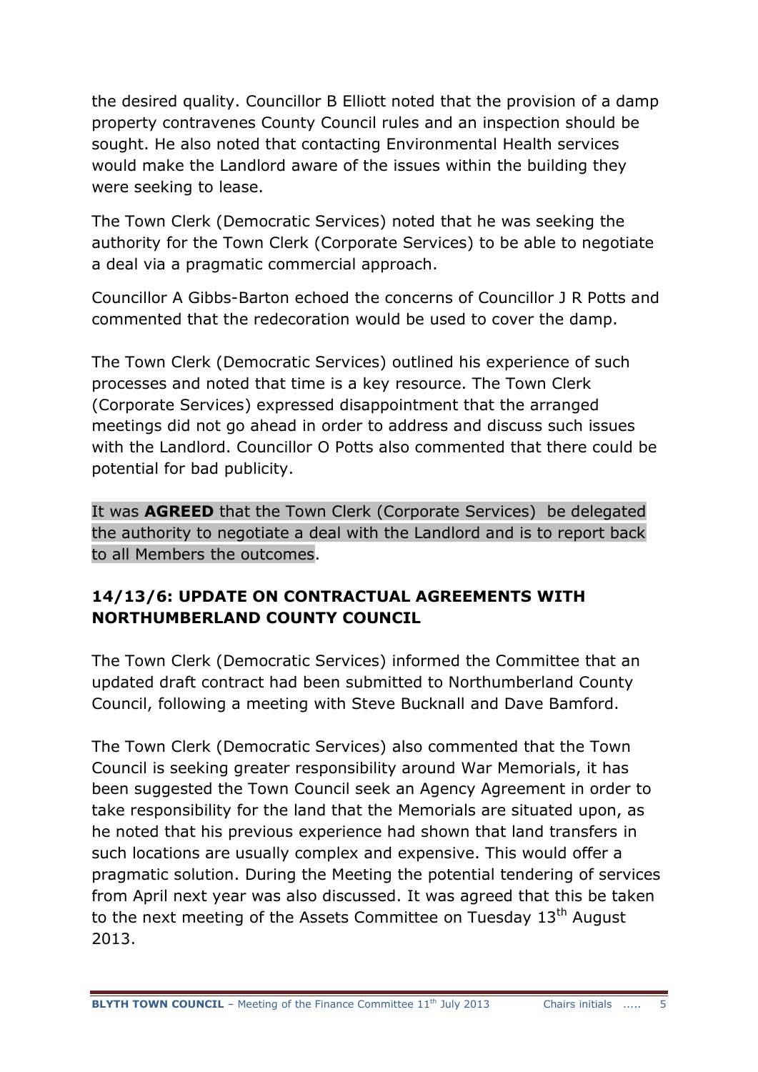the desired quality. Councillor B Elliott noted that the provision of a damp property contravenes County Council rules and an inspection should be sought. He also noted that contacting Environmental Health services would make the Landlord aware of the issues within the building they were seeking to lease.

The Town Clerk (Democratic Services) noted that he was seeking the authority for the Town Clerk (Corporate Services) to be able to negotiate a deal via a pragmatic commercial approach.

Councillor A Gibbs-Barton echoed the concerns of Councillor J R Potts and commented that the redecoration would be used to cover the damp.

The Town Clerk (Democratic Services) outlined his experience of such processes and noted that time is a key resource. The Town Clerk (Corporate Services) expressed disappointment that the arranged meetings did not go ahead in order to address and discuss such issues with the Landlord. Councillor O Potts also commented that there could be potential for bad publicity.

It was **AGREED** that the Town Clerk (Corporate Services) be delegated the authority to negotiate a deal with the Landlord and is to report back to all Members the outcomes.

### 14/13/6: UPDATE ON CONTRACTUAL AGREEMENTS WITH NORTHUMBERLAND COUNTY COUNCIL

The Town Clerk (Democratic Services) informed the Committee that an updated draft contract had been submitted to Northumberland County Council, following a meeting with Steve Bucknall and Dave Bamford.

The Town Clerk (Democratic Services) also commented that the Town Council is seeking greater responsibility around War Memorials, it has been suggested the Town Council seek an Agency Agreement in order to take responsibility for the land that the Memorials are situated upon, as he noted that his previous experience had shown that land transfers in such locations are usually complex and expensive. This would offer a pragmatic solution. During the Meeting the potential tendering of services from April next year was also discussed. It was agreed that this be taken to the next meeting of the Assets Committee on Tuesday 13th August 2013.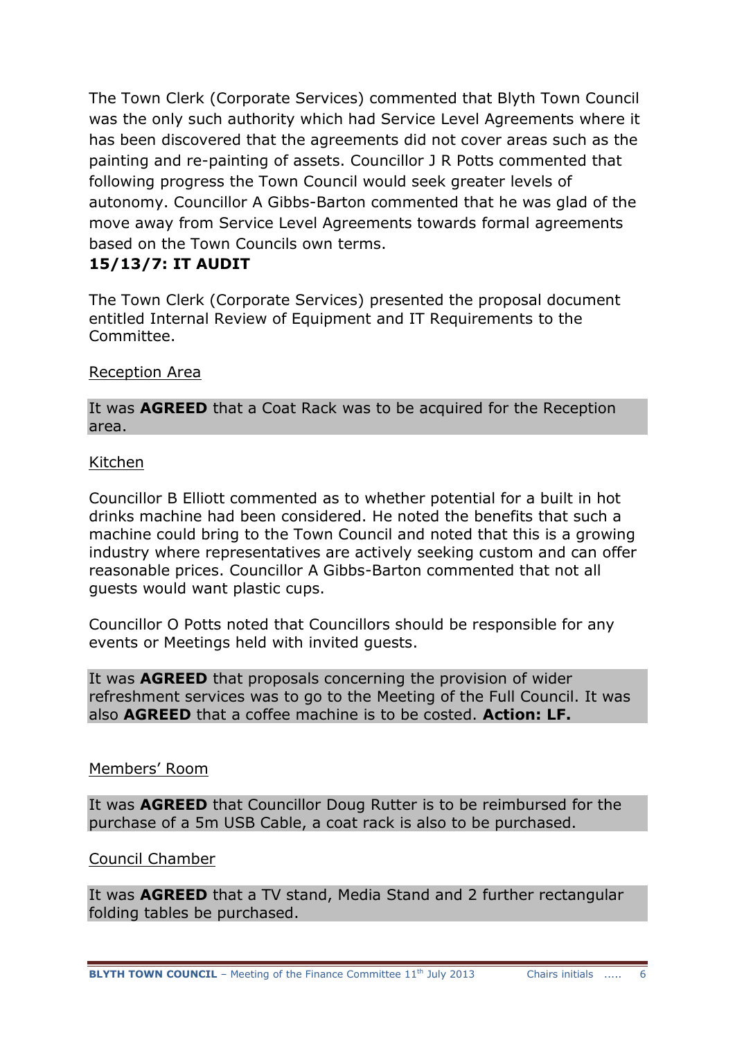The Town Clerk (Corporate Services) commented that Blyth Town Council was the only such authority which had Service Level Agreements where it has been discovered that the agreements did not cover areas such as the painting and re-painting of assets. Councillor J R Potts commented that following progress the Town Council would seek greater levels of autonomy. Councillor A Gibbs-Barton commented that he was glad of the move away from Service Level Agreements towards formal agreements based on the Town Councils own terms.

**15/13/7: IT AUDIT**

The Town Clerk (Corporate Services) presented the proposal document entitled Internal Review of Equipment and IT Requirements to the Committee.

Reception Area

It was **AGREED** that a Coat Rack was to be acquired for the Reception area.

Kitchen

Councillor B Elliott commented as to whether potential for a built in hot drinks machine had been considered. He noted the benefits that such a machine could bring to the Town Council and noted that this is a growing industry where representatives are actively seeking custom and can offer reasonable prices. Councillor A Gibbs-Barton commented that not all guests would want plastic cups.

Councillor O Potts noted that Councillors should be responsible for any events or Meetings held with invited guests.

It was **AGREED** that proposals concerning the provision of wider refreshment services was to go to the Meeting of the Full Council. It was also **AGREED** that a coffee machine is to be costed. **Action: LF.**

Members' Room

It was **AGREED** that Councillor Doug Rutter is to be reimbursed for the purchase of a 5m USB Cable, a coat rack is also to be purchased.

Council Chamber

It was **AGREED** that a TV stand, Media Stand and 2 further rectangular folding tables be purchased.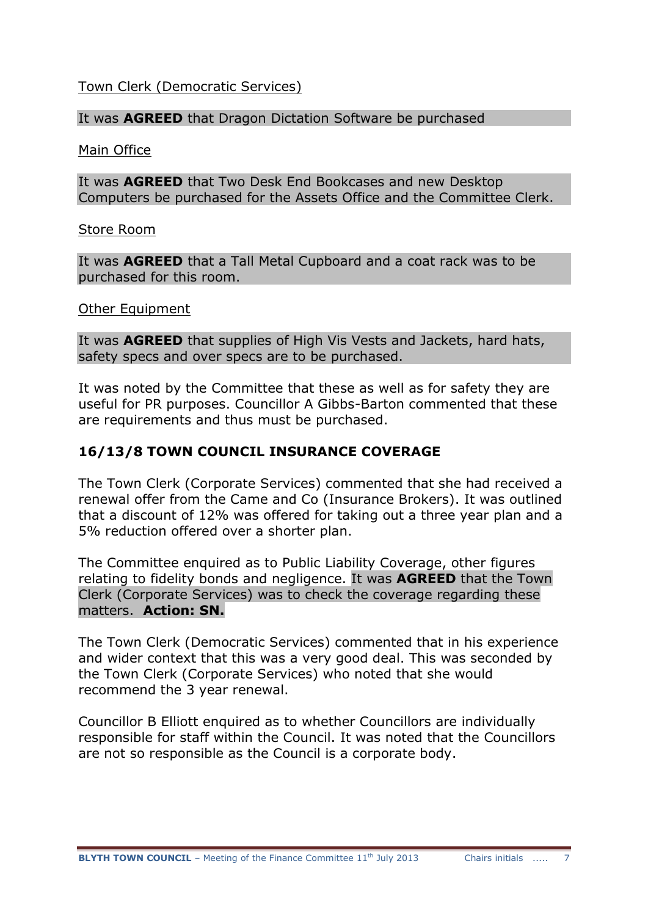Town Clerk (Democratic Services)

It was **AGREED** that Dragon Dictation Software be purchased

Main Office

It was **AGREED** that Two Desk End Bookcases and new Desktop Computers be purchased for the Assets Office and the Committee Clerk.

Store Room

It was **AGREED** that a Tall Metal Cupboard and a coat rack was to be purchased for this room.

Other Equipment

It was **AGREED** that supplies of High Vis Vests and Jackets, hard hats, safety specs and over specs are to be purchased.

It was noted by the Committee that these as well as for safety they are useful for PR purposes. Councillor A Gibbs-Barton commented that these are requirements and thus must be purchased.

### 16/13/8 TOWN COUNCIL INSURANCE COVERAGE

The Town Clerk (Corporate Services) commented that she had received a renewal offer from the Came and Co (Insurance Brokers). It was outlined that a discount of 12% was offered for taking out a three year plan and a 5% reduction offered over a shorter plan.

The Committee enquired as to Public Liability Coverage, other figures relating to fidelity bonds and negligence. It was **AGREED** that the Town Clerk (Corporate Services) was to check the coverage regarding these matters. **Action: SN.**

The Town Clerk (Democratic Services) commented that in his experience and wider context that this was a very good deal. This was seconded by the Town Clerk (Corporate Services) who noted that she would recommend the 3 year renewal.

Councillor B Elliott enquired as to whether Councillors are individually responsible for staff within the Council. It was noted that the Councillors are not so responsible as the Council is a corporate body.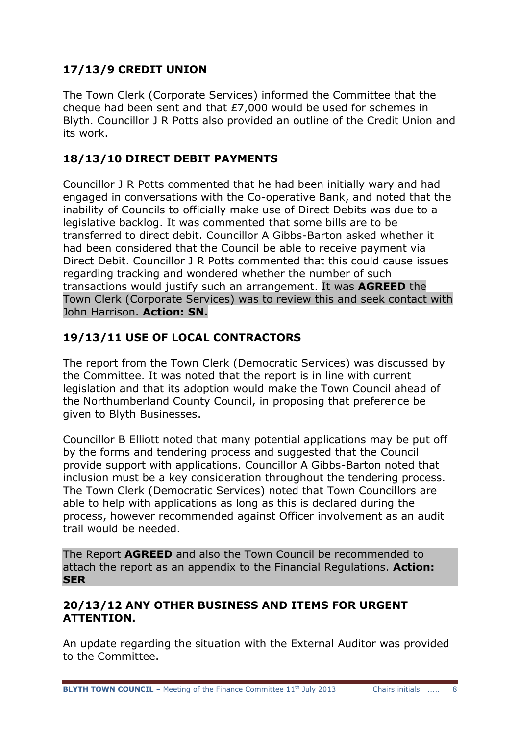### 17/13/9 CREDIT UNION

The Town Clerk (Corporate Services) informed the Committee that the cheque had been sent and that £7,000 would be used for schemes in Blyth. Councillor J R Potts also provided an outline of the Credit Union and its work.

### 18/13/10 DIRECT DEBIT PAYMENTS

Councillor J R Potts commented that he had been initially wary and had engaged in conversations with the Co-operative Bank, and noted that the inability of Councils to officially make use of Direct Debits was due to a legislative backlog. It was commented that some bills are to be transferred to direct debit. Councillor A Gibbs-Barton asked whether it had been considered that the Council be able to receive payment via Direct Debit. Councillor J R Potts commented that this could cause issues regarding tracking and wondered whether the number of such transactions would justify such an arrangement. It was **AGREED** the Town Clerk (Corporate Services) was to review this and seek contact with John Harrison. **Action: SN.**

### 19/13/11 USE OF LOCAL CONTRACTORS

The report from the Town Clerk (Democratic Services) was discussed by the Committee. It was noted that the report is in line with current legislation and that its adoption would make the Town Council ahead of the Northumberland County Council, in proposing that preference be given to Blyth Businesses.

Councillor B Elliott noted that many potential applications may be put off by the forms and tendering process and suggested that the Council provide support with applications. Councillor A Gibbs-Barton noted that inclusion must be a key consideration throughout the tendering process. The Town Clerk (Democratic Services) noted that Town Councillors are able to help with applications as long as this is declared during the process, however recommended against Officer involvement as an audit trail would be needed.

The Report **AGREED** and also the Town Council be recommended to attach the report as an appendix to the Financial Regulations. **Action: SER**

### 20/13/12 ANY OTHER BUSINESS AND ITEMS FOR URGENT ATTENTION.

An update regarding the situation with the External Auditor was provided to the Committee.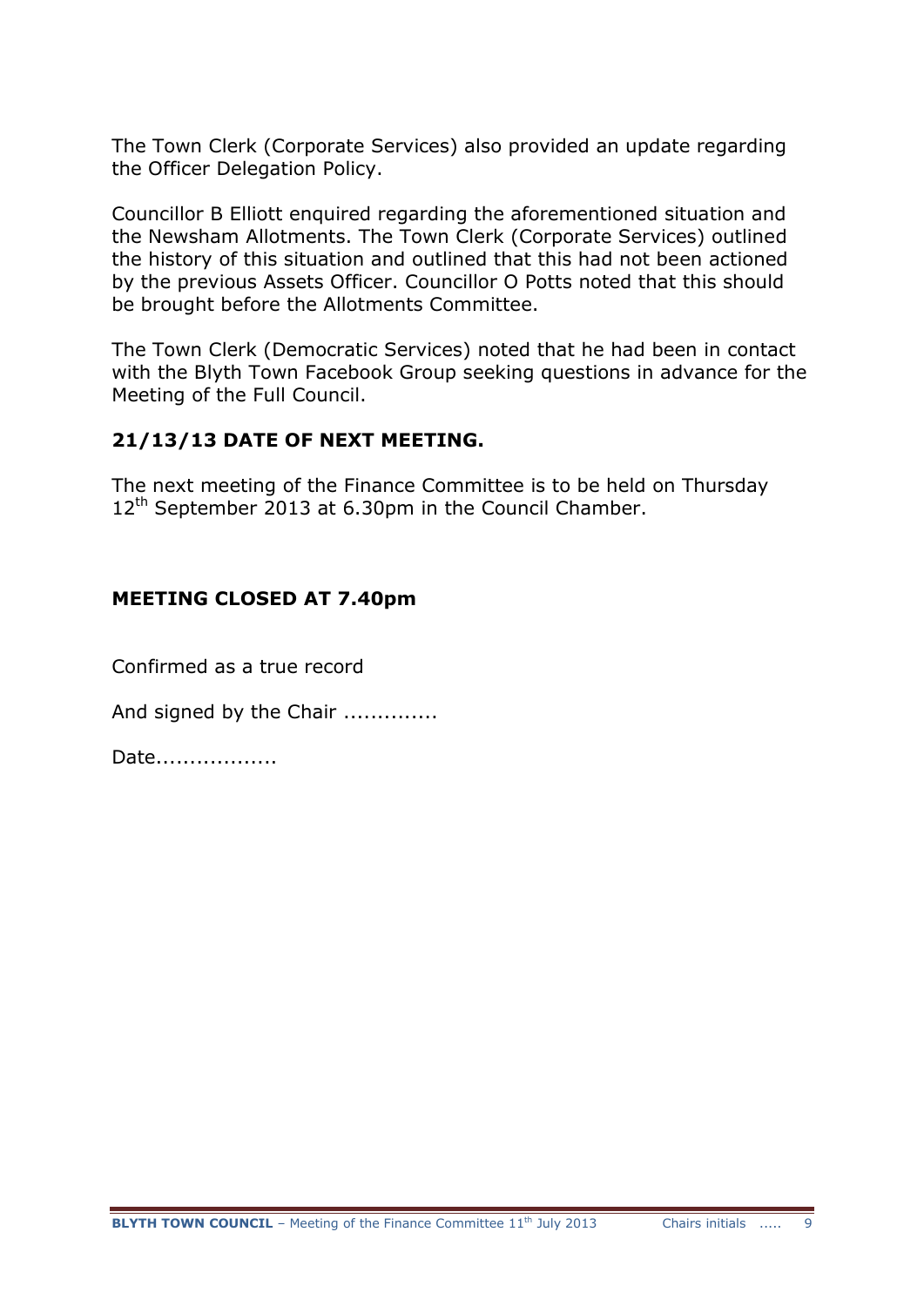The Town Clerk (Corporate Services) also provided an update regarding the Officer Delegation Policy.

Councillor B Elliott enquired regarding the aforementioned situation and the Newsham Allotments. The Town Clerk (Corporate Services) outlined the history of this situation and outlined that this had not been actioned by the previous Assets Officer. Councillor O Potts noted that this should be brought before the Allotments Committee.

The Town Clerk (Democratic Services) noted that he had been in contact with the Blyth Town Facebook Group seeking questions in advance for the Meeting of the Full Council.

## 21/13/13 DATE OF NEXT MEETING.

The next meeting of the Finance Committee is to be held on Thursday 12th September 2013 at 6.30pm in the Council Chamber.

## MEETING CLOSED AT 7.40pm

Confirmed as a true record

And signed by the Chair ..............

Date..................